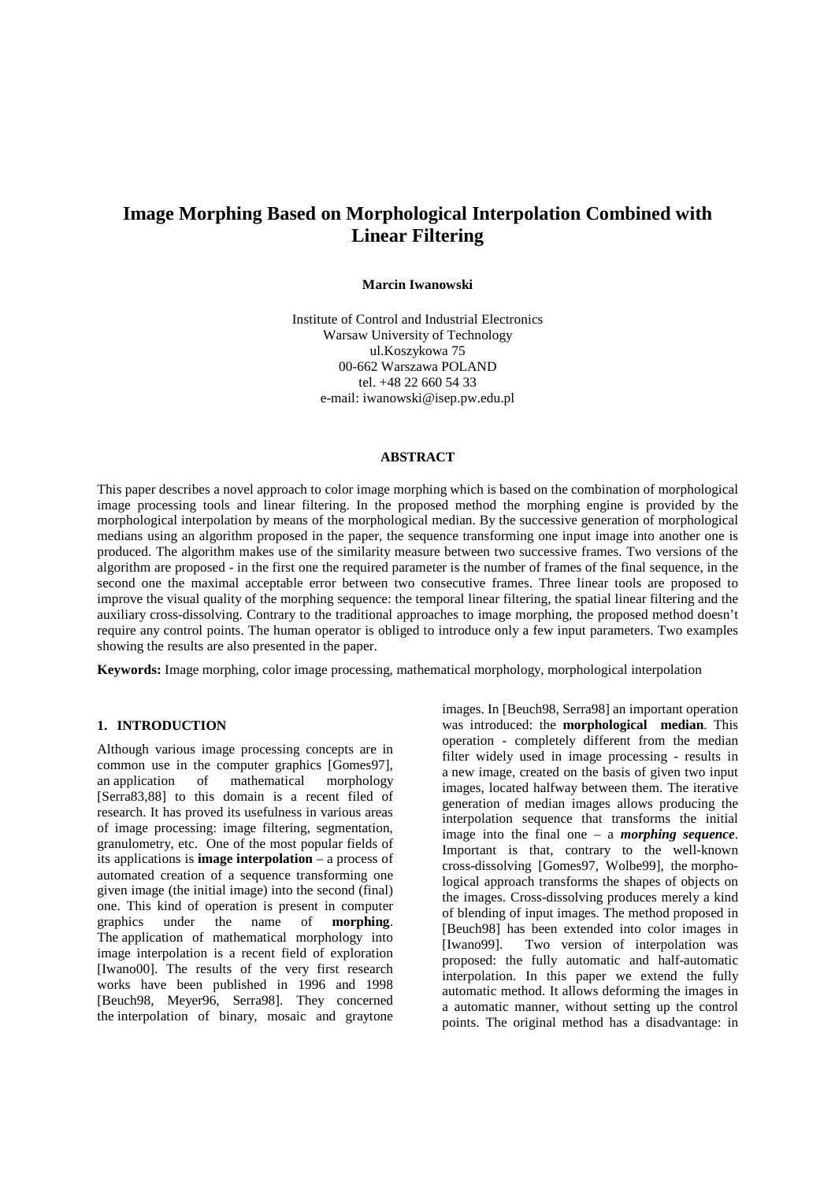# Image Morphing Based on Morphological Interpolation Combined with Linear Filtering

**Marcin Iwanowski**

Institute of Control and Industrial Electronics
Warsaw University of Technology
ul.Koszykowa 75
00-662 Warszawa POLAND
tel. +48 22 660 54 33
e-mail: iwanowski@isep.pw.edu.pl

## ABSTRACT

This paper describes a novel approach to color image morphing which is based on the combination of morphological image processing tools and linear filtering. In the proposed method the morphing engine is provided by the morphological interpolation by means of the morphological median. By the successive generation of morphological medians using an algorithm proposed in the paper, the sequence transforming one input image into another one is produced. The algorithm makes use of the similarity measure between two successive frames. Two versions of the algorithm are proposed - in the first one the required parameter is the number of frames of the final sequence, in the second one the maximal acceptable error between two consecutive frames. Three linear tools are proposed to improve the visual quality of the morphing sequence: the temporal linear filtering, the spatial linear filtering and the auxiliary cross-dissolving. Contrary to the traditional approaches to image morphing, the proposed method doesn't require any control points. The human operator is obliged to introduce only a few input parameters. Two examples showing the results are also presented in the paper.

**Keywords:** Image morphing, color image processing, mathematical morphology, morphological interpolation

## 1. INTRODUCTION

Although various image processing concepts are in common use in the computer graphics [Gomes97], an application of mathematical morphology [Serra83,88] to this domain is a recent filed of research. It has proved its usefulness in various areas of image processing: image filtering, segmentation, granulometry, etc. One of the most popular fields of its applications is **image interpolation** – a process of automated creation of a sequence transforming one given image (the initial image) into the second (final) one. This kind of operation is present in computer graphics under the name of **morphing**. The application of mathematical morphology into image interpolation is a recent field of exploration [Iwano00]. The results of the very first research works have been published in 1996 and 1998 [Beuch98, Meyer96, Serra98]. They concerned the interpolation of binary, mosaic and graytone images. In [Beuch98, Serra98] an important operation was introduced: the **morphological median**. This operation - completely different from the median filter widely used in image processing - results in a new image, created on the basis of given two input images, located halfway between them. The iterative generation of median images allows producing the interpolation sequence that transforms the initial image into the final one – a ***morphing sequence***. Important is that, contrary to the well-known cross-dissolving [Gomes97, Wolbe99], the morphological approach transforms the shapes of objects on the images. Cross-dissolving produces merely a kind of blending of input images. The method proposed in [Beuch98] has been extended into color images in [Iwano99]. Two version of interpolation was proposed: the fully automatic and half-automatic interpolation. In this paper we extend the fully automatic method. It allows deforming the images in a automatic manner, without setting up the control points. The original method has a disadvantage: in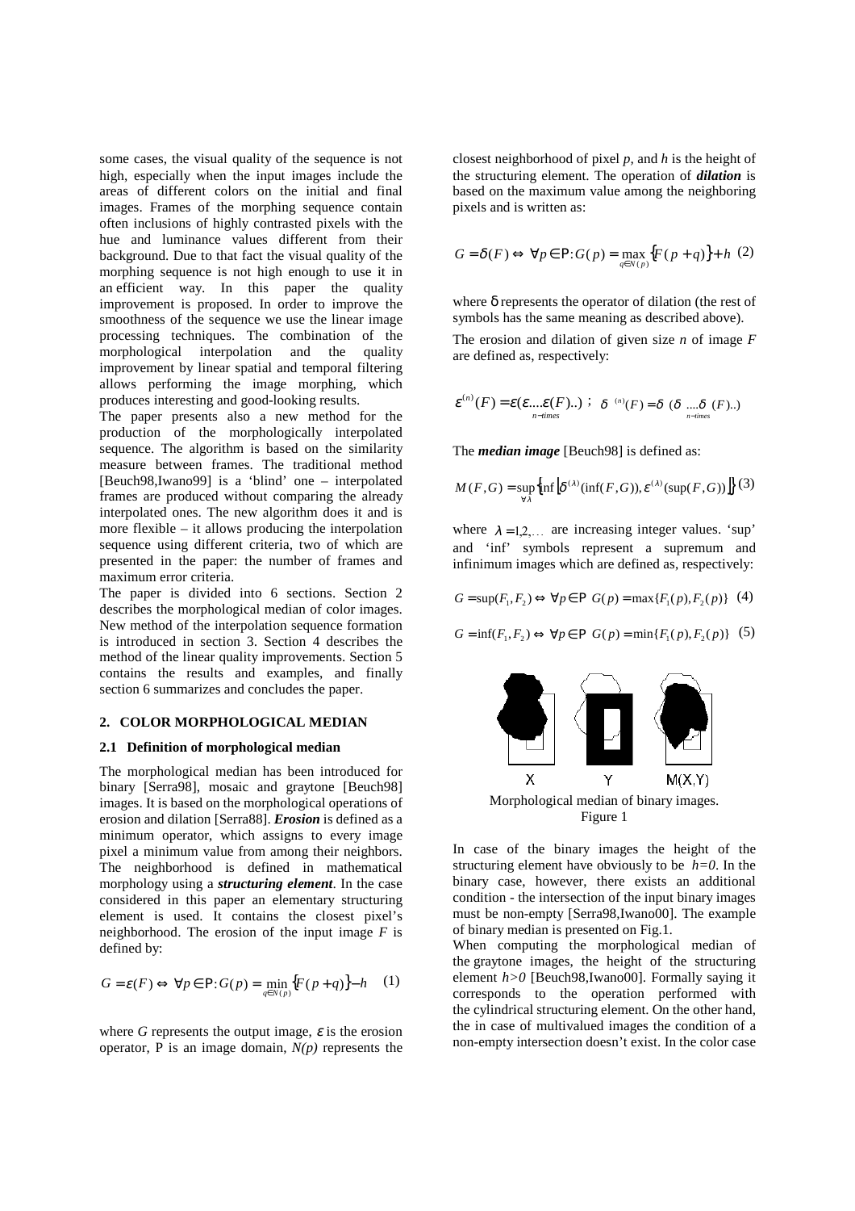some cases, the visual quality of the sequence is not high, especially when the input images include the areas of different colors on the initial and final images. Frames of the morphing sequence contain often inclusions of highly contrasted pixels with the hue and luminance values different from their background. Due to that fact the visual quality of the morphing sequence is not high enough to use it in an efficient way. In this paper the quality improvement is proposed. In order to improve the smoothness of the sequence we use the linear image processing techniques. The combination of the morphological interpolation and the quality improvement by linear spatial and temporal filtering allows performing the image morphing, which produces interesting and good-looking results.

The paper presents also a new method for the production of the morphologically interpolated sequence. The algorithm is based on the similarity measure between frames. The traditional method [Beuch98,Iwano99] is a 'blind' one – interpolated frames are produced without comparing the already interpolated ones. The new algorithm does it and is more flexible – it allows producing the interpolation sequence using different criteria, two of which are presented in the paper: the number of frames and maximum error criteria.

The paper is divided into 6 sections. Section 2 describes the morphological median of color images. New method of the interpolation sequence formation is introduced in section 3. Section 4 describes the method of the linear quality improvements. Section 5 contains the results and examples, and finally section 6 summarizes and concludes the paper.

## 2. COLOR MORPHOLOGICAL MEDIAN

### 2.1 Definition of morphological median

The morphological median has been introduced for binary [Serra98], mosaic and graytone [Beuch98] images. It is based on the morphological operations of erosion and dilation [Serra88]. ***Erosion*** is defined as a minimum operator, which assigns to every image pixel a minimum value from among their neighbors. The neighborhood is defined in mathematical morphology using a ***structuring element***. In the case considered in this paper an elementary structuring element is used. It contains the closest pixel's neighborhood. The erosion of the input image $F$ is defined by:

$$G = \varepsilon(F) \Leftrightarrow \forall p \in \mathrm{P}: G(p) = \min_{q \in N(p)} \{F(p+q)\} - h \quad (1)$$

where $G$ represents the output image, $\varepsilon$ is the erosion operator, P is an image domain, $N(p)$ represents the closest neighborhood of pixel $p$, and $h$ is the height of the structuring element. The operation of ***dilation*** is based on the maximum value among the neighboring pixels and is written as:

$$G = \delta(F) \Leftrightarrow \forall p \in \mathrm{P}: G(p) = \max_{q \in N(p)} \{F(p+q)\} + h \quad (2)$$

where $\delta$ represents the operator of dilation (the rest of symbols has the same meaning as described above).

The erosion and dilation of given size $n$ of image $F$ are defined as, respectively:

$$\varepsilon^{(n)}(F) = \underbrace{\varepsilon(\varepsilon \ldots \varepsilon}_{n-times}(F)..) \; ; \; \delta^{(n)}(F) = \underbrace{\delta(\delta \ldots \delta}_{n-times}(F)..)$$

The ***median image*** [Beuch98] is defined as:

$$M(F,G) = \sup_{\forall \lambda} \left\{ \inf \left[ \delta^{(\lambda)}(\inf(F,G)), \varepsilon^{(\lambda)}(\sup(F,G)) \right] \right\} \quad (3)$$

where $\lambda = 1,2,\ldots$ are increasing integer values. 'sup' and 'inf' symbols represent a supremum and infinimum images which are defined as, respectively:

$$G = \sup(F_1, F_2) \Leftrightarrow \forall p \in \mathrm{P} \;\; G(p) = \max\{F_1(p), F_2(p)\} \quad (4)$$

$$G = \inf(F_1, F_2) \Leftrightarrow \forall p \in \mathrm{P} \;\; G(p) = \min\{F_1(p), F_2(p)\} \quad (5)$$

X Y M(X,Y)

Morphological median of binary images.
Figure 1

In case of the binary images the height of the structuring element have obviously to be $h=0$. In the binary case, however, there exists an additional condition - the intersection of the input binary images must be non-empty [Serra98,Iwano00]. The example of binary median is presented on Fig.1.

When computing the morphological median of the graytone images, the height of the structuring element $h>0$ [Beuch98,Iwano00]. Formally saying it corresponds to the operation performed with the cylindrical structuring element. On the other hand, the in case of multivalued images the condition of a non-empty intersection doesn't exist. In the color case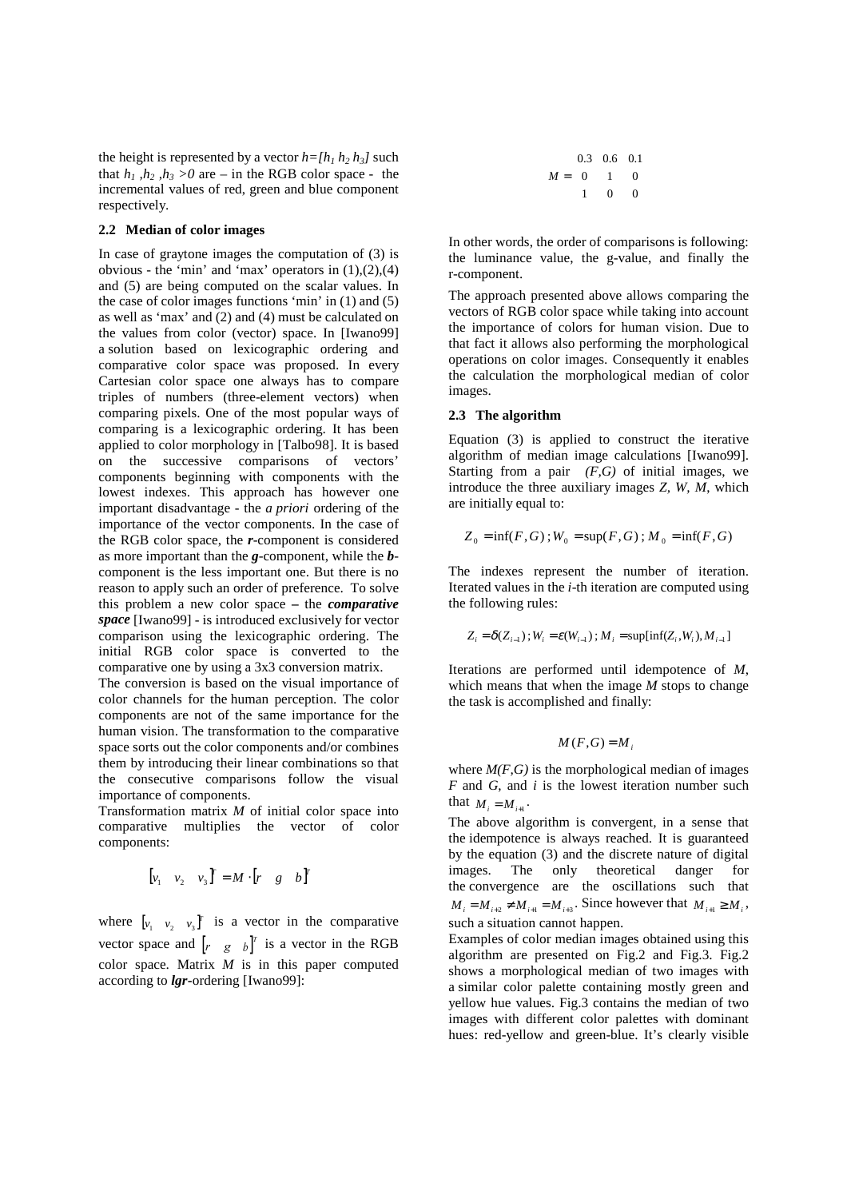the height is represented by a vector $h=[h_1\ h_2\ h_3]$ such that $h_1, h_2, h_3 > 0$ are – in the RGB color space - the incremental values of red, green and blue component respectively.

### 2.2 Median of color images

In case of graytone images the computation of (3) is obvious - the 'min' and 'max' operators in (1),(2),(4) and (5) are being computed on the scalar values. In the case of color images functions 'min' in (1) and (5) as well as 'max' and (2) and (4) must be calculated on the values from color (vector) space. In [Iwano99] a solution based on lexicographic ordering and comparative color space was proposed. In every Cartesian color space one always has to compare triples of numbers (three-element vectors) when comparing pixels. One of the most popular ways of comparing is a lexicographic ordering. It has been applied to color morphology in [Talbo98]. It is based on the successive comparisons of vectors' components beginning with components with the lowest indexes. This approach has however one important disadvantage - the *a priori* ordering of the importance of the vector components. In the case of the RGB color space, the ***r***-component is considered as more important than the ***g***-component, while the ***b***-component is the less important one. But there is no reason to apply such an order of preference. To solve this problem a new color space – the ***comparative space*** [Iwano99] - is introduced exclusively for vector comparison using the lexicographic ordering. The initial RGB color space is converted to the comparative one by using a 3x3 conversion matrix.

The conversion is based on the visual importance of color channels for the human perception. The color components are not of the same importance for the human vision. The transformation to the comparative space sorts out the color components and/or combines them by introducing their linear combinations so that the consecutive comparisons follow the visual importance of components.

Transformation matrix $M$ of initial color space into comparative multiplies the vector of color components:

$$[v_1 \quad v_2 \quad v_3]^T = M \cdot [r \quad g \quad b]^T$$

where $[v_1 \quad v_2 \quad v_3]^T$ is a vector in the comparative vector space and $[r \quad g \quad b]^T$ is a vector in the RGB color space. Matrix $M$ is in this paper computed according to ***lgr***-ordering [Iwano99]:

$$M = \begin{matrix} 0.3 & 0.6 & 0.1 \\ 0 & 1 & 0 \\ 1 & 0 & 0 \end{matrix}$$

In other words, the order of comparisons is following: the luminance value, the g-value, and finally the r-component.

The approach presented above allows comparing the vectors of RGB color space while taking into account the importance of colors for human vision. Due to that fact it allows also performing the morphological operations on color images. Consequently it enables the calculation the morphological median of color images.

### 2.3 The algorithm

Equation (3) is applied to construct the iterative algorithm of median image calculations [Iwano99]. Starting from a pair *(F,G)* of initial images, we introduce the three auxiliary images *Z*, *W*, *M*, which are initially equal to:

$$Z_0 = \inf(F,G)\,;W_0 = \sup(F,G)\,;M_0 = \inf(F,G)$$

The indexes represent the number of iteration. Iterated values in the *i*-th iteration are computed using the following rules:

$$Z_i = \delta(Z_{i-1})\,;W_i = \varepsilon(W_{i-1})\,;M_i = \sup[\inf(Z_i,W_i),M_{i-1}]$$

Iterations are performed until idempotence of *M*, which means that when the image *M* stops to change the task is accomplished and finally:

$$M(F,G) = M_i$$

where *M(F,G)* is the morphological median of images *F* and *G*, and *i* is the lowest iteration number such that $M_i = M_{i+1}$.

The above algorithm is convergent, in a sense that the idempotence is always reached. It is guaranteed by the equation (3) and the discrete nature of digital images. The only theoretical danger for the convergence are the oscillations such that $M_i = M_{i+2} \neq M_{i+1} = M_{i+3}$. Since however that $M_{i+1} \geq M_i$, such a situation cannot happen.

Examples of color median images obtained using this algorithm are presented on Fig.2 and Fig.3. Fig.2 shows a morphological median of two images with a similar color palette containing mostly green and yellow hue values. Fig.3 contains the median of two images with different color palettes with dominant hues: red-yellow and green-blue. It's clearly visible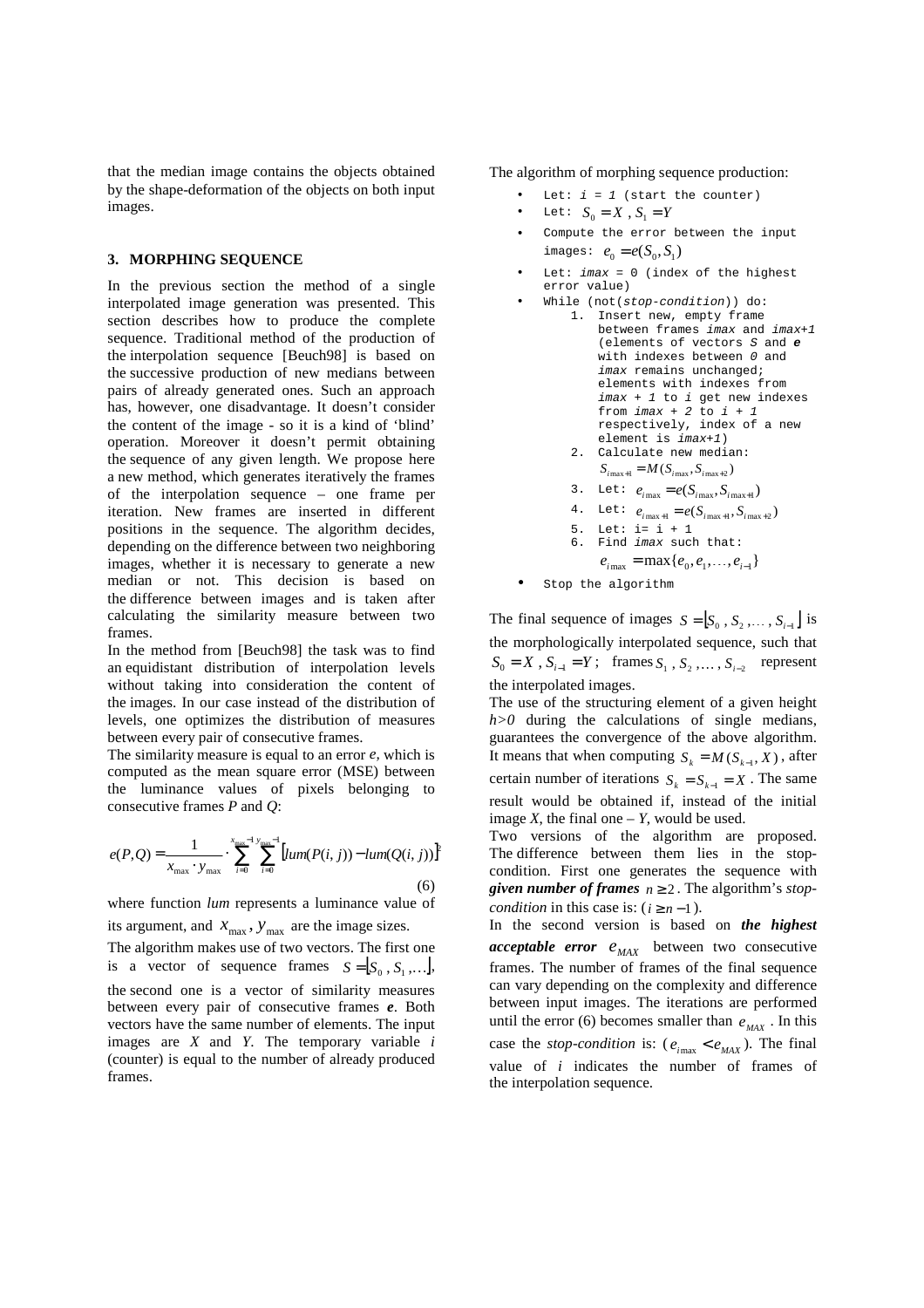that the median image contains the objects obtained by the shape-deformation of the objects on both input images.

## 3. MORPHING SEQUENCE

In the previous section the method of a single interpolated image generation was presented. This section describes how to produce the complete sequence. Traditional method of the production of the interpolation sequence [Beuch98] is based on the successive production of new medians between pairs of already generated ones. Such an approach has, however, one disadvantage. It doesn't consider the content of the image - so it is a kind of 'blind' operation. Moreover it doesn't permit obtaining the sequence of any given length. We propose here a new method, which generates iteratively the frames of the interpolation sequence – one frame per iteration. New frames are inserted in different positions in the sequence. The algorithm decides, depending on the difference between two neighboring images, whether it is necessary to generate a new median or not. This decision is based on the difference between images and is taken after calculating the similarity measure between two frames.

In the method from [Beuch98] the task was to find an equidistant distribution of interpolation levels without taking into consideration the content of the images. In our case instead of the distribution of levels, one optimizes the distribution of measures between every pair of consecutive frames.

The similarity measure is equal to an error $e$, which is computed as the mean square error (MSE) between the luminance values of pixels belonging to consecutive frames $P$ and $Q$:

$$e(P,Q) = \frac{1}{x_{\max} \cdot y_{\max}} \cdot \sum_{i=0}^{x_{\max}-1} \sum_{i=0}^{y_{\max}-1} \left[ lum(P(i,j)) - lum(Q(i,j)) \right]^2 \quad (6)$$

where function $lum$ represents a luminance value of its argument, and $x_{\max}, y_{\max}$ are the image sizes.

The algorithm makes use of two vectors. The first one is a vector of sequence frames $S = \lfloor S_0, S_1, \ldots \rfloor$, the second one is a vector of similarity measures between every pair of consecutive frames $\boldsymbol{e}$. Both vectors have the same number of elements. The input images are $X$ and $Y$. The temporary variable $i$ (counter) is equal to the number of already produced frames.

The algorithm of morphing sequence production:

- Let: $i = 1$ (start the counter)
- Let: $S_0 = X$, $S_1 = Y$
- Compute the error between the input images: $e_0 = e(S_0, S_1)$
- Let: $imax = 0$ (index of the highest error value)
- While (not(*stop-condition*)) do:
  1. Insert new, empty frame between frames *imax* and *imax+1* (elements of vectors *S* and ***e*** with indexes between *0* and *imax* remains unchanged; elements with indexes from *imax + 1* to *i* get new indexes from *imax + 2* to *i + 1* respectively, index of a new element is *imax+1*)
  2. Calculate new median: $S_{i\max+1} = M(S_{i\max}, S_{i\max+2})$
  3. Let: $e_{i\max} = e(S_{i\max}, S_{i\max+1})$
  4. Let: $e_{i\max+1} = e(S_{i\max+1}, S_{i\max+2})$
  5. Let: i= i + 1
  6. Find *imax* such that: $e_{i\max} = \max\{e_0, e_1, \ldots, e_{i-1}\}$
- Stop the algorithm

The final sequence of images $S = \lfloor S_0, S_2, \ldots, S_{i-1} \rfloor$ is the morphologically interpolated sequence, such that $S_0 = X$, $S_{i-1} = Y$; frames $S_1, S_2, \ldots, S_{i-2}$ represent the interpolated images.

The use of the structuring element of a given height $h>0$ during the calculations of single medians, guarantees the convergence of the above algorithm. It means that when computing $S_k = M(S_{k-1}, X)$, after certain number of iterations $S_k = S_{k-1} = X$. The same result would be obtained if, instead of the initial image $X$, the final one – $Y$, would be used.

Two versions of the algorithm are proposed. The difference between them lies in the stop-condition. First one generates the sequence with ***given number of frames*** $n \geq 2$. The algorithm's *stop-condition* in this case is: $(i \geq n-1)$.

In the second version is based on ***the highest acceptable error*** $e_{MAX}$ between two consecutive frames. The number of frames of the final sequence can vary depending on the complexity and difference between input images. The iterations are performed until the error (6) becomes smaller than $e_{MAX}$. In this case the *stop-condition* is: $(e_{i\max} < e_{MAX})$. The final value of $i$ indicates the number of frames of the interpolation sequence.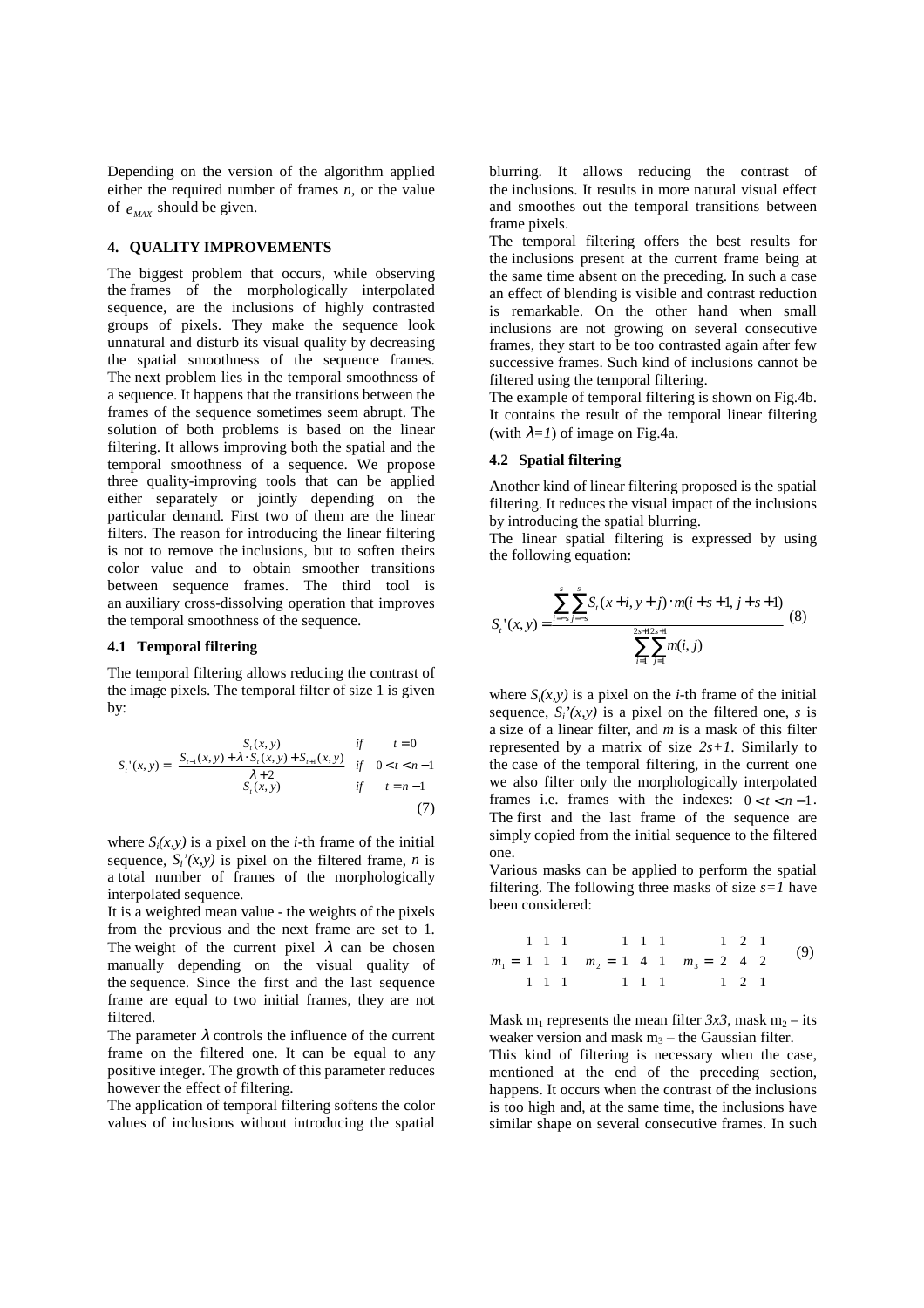Depending on the version of the algorithm applied either the required number of frames $n$, or the value of $e_{MAX}$ should be given.

## 4. QUALITY IMPROVEMENTS

The biggest problem that occurs, while observing the frames of the morphologically interpolated sequence, are the inclusions of highly contrasted groups of pixels. They make the sequence look unnatural and disturb its visual quality by decreasing the spatial smoothness of the sequence frames. The next problem lies in the temporal smoothness of a sequence. It happens that the transitions between the frames of the sequence sometimes seem abrupt. The solution of both problems is based on the linear filtering. It allows improving both the spatial and the temporal smoothness of a sequence. We propose three quality-improving tools that can be applied either separately or jointly depending on the particular demand. First two of them are the linear filters. The reason for introducing the linear filtering is not to remove the inclusions, but to soften theirs color value and to obtain smoother transitions between sequence frames. The third tool is an auxiliary cross-dissolving operation that improves the temporal smoothness of the sequence.

### 4.1 Temporal filtering

The temporal filtering allows reducing the contrast of the image pixels. The temporal filter of size 1 is given by:

$$S_t'(x,y) = \begin{cases} S_t(x,y) & if \quad t=0 \\ \dfrac{S_{t-1}(x,y) + \lambda \cdot S_t(x,y) + S_{t+1}(x,y)}{\lambda+2} & if \quad 0<t<n-1 \\ S_t(x,y) & if \quad t=n-1 \end{cases} \tag{7}$$

where $S_i(x,y)$ is a pixel on the $i$-th frame of the initial sequence, $S_i'(x,y)$ is pixel on the filtered frame, $n$ is a total number of frames of the morphologically interpolated sequence.

It is a weighted mean value - the weights of the pixels from the previous and the next frame are set to 1. The weight of the current pixel $\lambda$ can be chosen manually depending on the visual quality of the sequence. Since the first and the last sequence frame are equal to two initial frames, they are not filtered.

The parameter $\lambda$ controls the influence of the current frame on the filtered one. It can be equal to any positive integer. The growth of this parameter reduces however the effect of filtering.

The application of temporal filtering softens the color values of inclusions without introducing the spatial blurring. It allows reducing the contrast of the inclusions. It results in more natural visual effect and smoothes out the temporal transitions between frame pixels.

The temporal filtering offers the best results for the inclusions present at the current frame being at the same time absent on the preceding. In such a case an effect of blending is visible and contrast reduction is remarkable. On the other hand when small inclusions are not growing on several consecutive frames, they start to be too contrasted again after few successive frames. Such kind of inclusions cannot be filtered using the temporal filtering.

The example of temporal filtering is shown on Fig.4b. It contains the result of the temporal linear filtering (with $\lambda=1$) of image on Fig.4a.

### 4.2 Spatial filtering

Another kind of linear filtering proposed is the spatial filtering. It reduces the visual impact of the inclusions by introducing the spatial blurring.

The linear spatial filtering is expressed by using the following equation:

$$S_t'(x,y) = \frac{\sum_{i=-s}^{s}\sum_{j=-s}^{s} S_t(x+i, y+j) \cdot m(i+s+1, j+s+1)}{\sum_{i=1}^{2s+1}\sum_{j=1}^{2s+1} m(i,j)} \tag{8}$$

where $S_i(x,y)$ is a pixel on the $i$-th frame of the initial sequence, $S_i'(x,y)$ is a pixel on the filtered one, $s$ is a size of a linear filter, and $m$ is a mask of this filter represented by a matrix of size $2s+1$. Similarly to the case of the temporal filtering, in the current one we also filter only the morphologically interpolated frames i.e. frames with the indexes: $0<t<n-1$. The first and the last frame of the sequence are simply copied from the initial sequence to the filtered one.

Various masks can be applied to perform the spatial filtering. The following three masks of size $s=1$ have been considered:

$$m_1 = \begin{matrix} 1 & 1 & 1 \\ 1 & 1 & 1 \\ 1 & 1 & 1 \end{matrix} \quad m_2 = \begin{matrix} 1 & 1 & 1 \\ 1 & 4 & 1 \\ 1 & 1 & 1 \end{matrix} \quad m_3 = \begin{matrix} 1 & 2 & 1 \\ 2 & 4 & 2 \\ 1 & 2 & 1 \end{matrix} \tag{9}$$

Mask $m_1$ represents the mean filter *3x3*, mask $m_2$ – its weaker version and mask $m_3$ – the Gaussian filter.

This kind of filtering is necessary when the case, mentioned at the end of the preceding section, happens. It occurs when the contrast of the inclusions is too high and, at the same time, the inclusions have similar shape on several consecutive frames. In such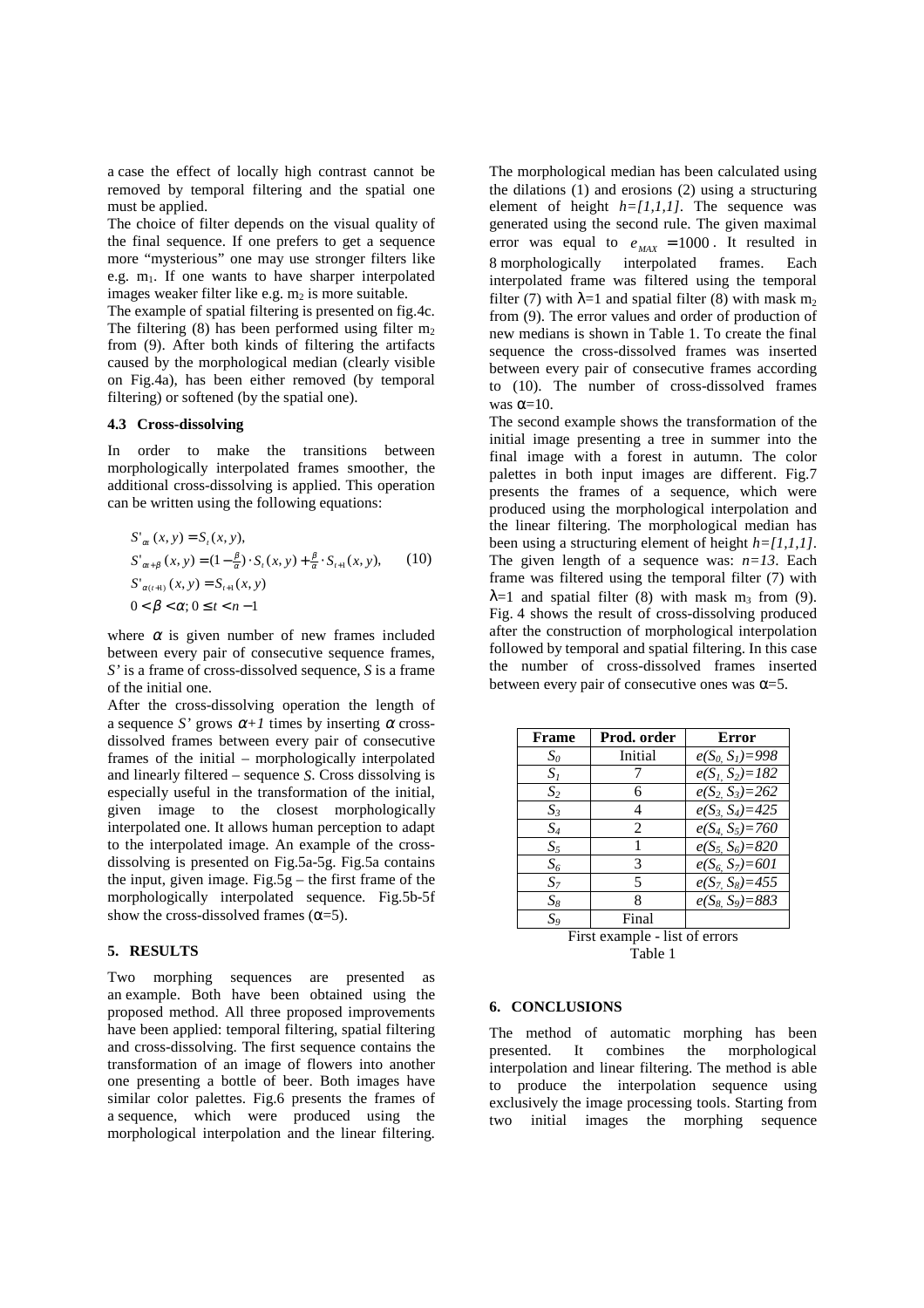a case the effect of locally high contrast cannot be removed by temporal filtering and the spatial one must be applied.

The choice of filter depends on the visual quality of the final sequence. If one prefers to get a sequence more "mysterious" one may use stronger filters like e.g. $m_1$. If one wants to have sharper interpolated images weaker filter like e.g. $m_2$ is more suitable.

The example of spatial filtering is presented on fig.4c. The filtering (8) has been performed using filter $m_2$ from (9). After both kinds of filtering the artifacts caused by the morphological median (clearly visible on Fig.4a), has been either removed (by temporal filtering) or softened (by the spatial one).

### 4.3 Cross-dissolving

In order to make the transitions between morphologically interpolated frames smoother, the additional cross-dissolving is applied. This operation can be written using the following equations:

$$
\begin{aligned}
&S'_{\alpha t}(x,y) = S_t(x,y),\\
&S'_{\alpha t+\beta}(x,y) = (1-\tfrac{\beta}{\alpha})\cdot S_t(x,y) + \tfrac{\beta}{\alpha}\cdot S_{t+1}(x,y),\\
&S'_{\alpha(t+1)}(x,y) = S_{t+1}(x,y)\\
&0 < \beta < \alpha;\ 0 \le t < n-1
\end{aligned}
\qquad (10)
$$

where $\alpha$ is given number of new frames included between every pair of consecutive sequence frames, *S'* is a frame of cross-dissolved sequence, *S* is a frame of the initial one.

After the cross-dissolving operation the length of a sequence *S'* grows $\alpha+1$ times by inserting $\alpha$ cross-dissolved frames between every pair of consecutive frames of the initial – morphologically interpolated and linearly filtered – sequence *S*. Cross dissolving is especially useful in the transformation of the initial, given image to the closest morphologically interpolated one. It allows human perception to adapt to the interpolated image. An example of the cross-dissolving is presented on Fig.5a-5g. Fig.5a contains the input, given image. Fig.5g – the first frame of the morphologically interpolated sequence. Fig.5b-5f show the cross-dissolved frames ($\alpha$=5).

## 5. RESULTS

Two morphing sequences are presented as an example. Both have been obtained using the proposed method. All three proposed improvements have been applied: temporal filtering, spatial filtering and cross-dissolving. The first sequence contains the transformation of an image of flowers into another one presenting a bottle of beer. Both images have similar color palettes. Fig.6 presents the frames of a sequence, which were produced using the morphological interpolation and the linear filtering. The morphological median has been calculated using the dilations (1) and erosions (2) using a structuring element of height *h=[1,1,1]*. The sequence was generated using the second rule. The given maximal error was equal to $e_{MAX} = 1000$. It resulted in 8 morphologically interpolated frames. Each interpolated frame was filtered using the temporal filter (7) with $\lambda$=1 and spatial filter (8) with mask $m_2$ from (9). The error values and order of production of new medians is shown in Table 1. To create the final sequence the cross-dissolved frames was inserted between every pair of consecutive frames according to (10). The number of cross-dissolved frames was $\alpha$=10.

The second example shows the transformation of the initial image presenting a tree in summer into the final image with a forest in autumn. The color palettes in both input images are different. Fig.7 presents the frames of a sequence, which were produced using the morphological interpolation and the linear filtering. The morphological median has been using a structuring element of height *h=[1,1,1]*. The given length of a sequence was: *n=13*. Each frame was filtered using the temporal filter (7) with $\lambda$=1 and spatial filter (8) with mask $m_3$ from (9). Fig. 4 shows the result of cross-dissolving produced after the construction of morphological interpolation followed by temporal and spatial filtering. In this case the number of cross-dissolved frames inserted between every pair of consecutive ones was $\alpha$=5.

| Frame | Prod. order | Error |
|---|---|---|
| $S_0$ | Initial | $e(S_0, S_1)=998$ |
| $S_1$ | 7 | $e(S_1, S_2)=182$ |
| $S_2$ | 6 | $e(S_2, S_3)=262$ |
| $S_3$ | 4 | $e(S_3, S_4)=425$ |
| $S_4$ | 2 | $e(S_4, S_5)=760$ |
| $S_5$ | 1 | $e(S_5, S_6)=820$ |
| $S_6$ | 3 | $e(S_6, S_7)=601$ |
| $S_7$ | 5 | $e(S_7, S_8)=455$ |
| $S_8$ | 8 | $e(S_8, S_9)=883$ |
| $S_9$ | Final | |

First example - list of errors
Table 1

## 6. CONCLUSIONS

The method of automatic morphing has been presented. It combines the morphological interpolation and linear filtering. The method is able to produce the interpolation sequence using exclusively the image processing tools. Starting from two initial images the morphing sequence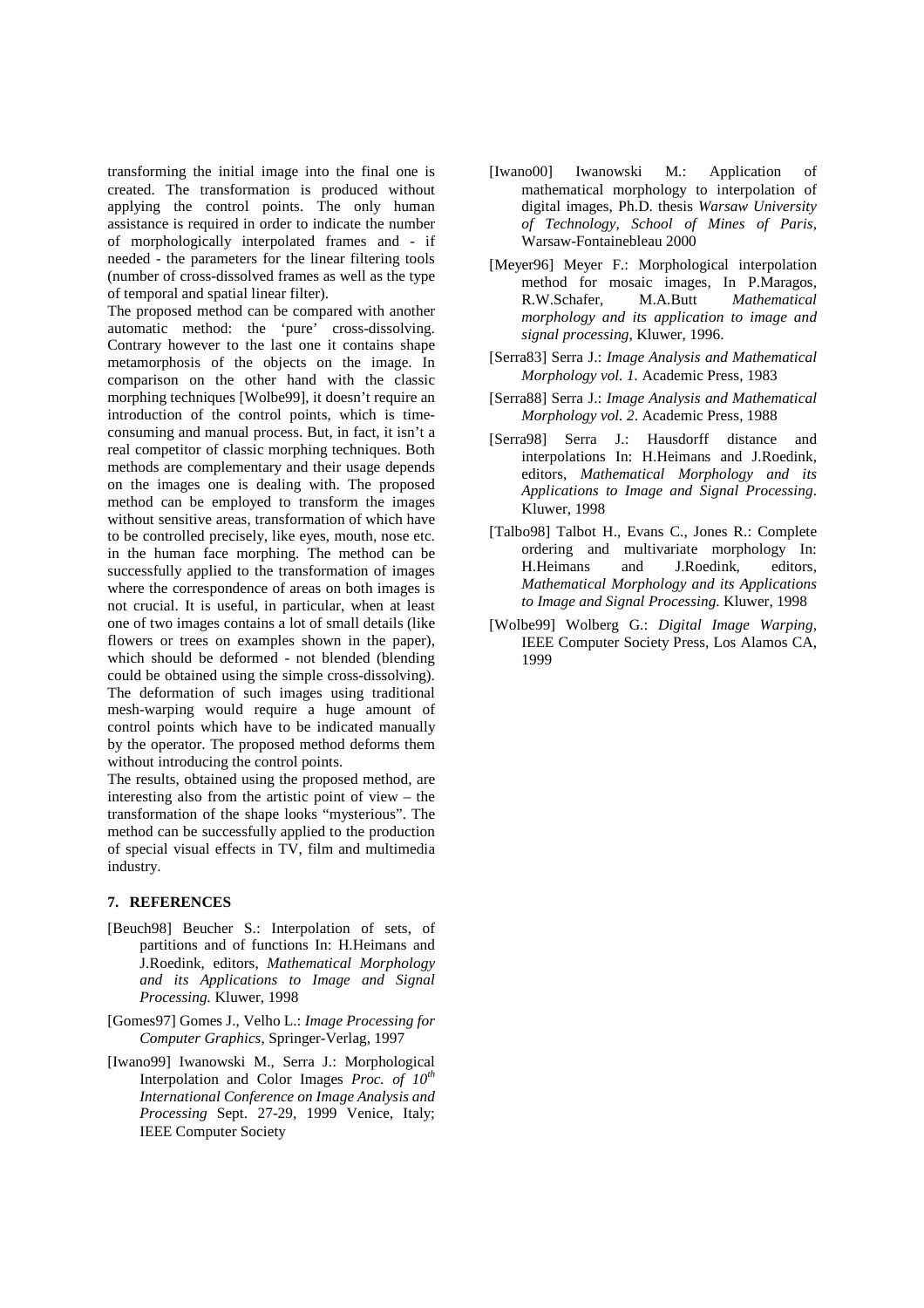transforming the initial image into the final one is created. The transformation is produced without applying the control points. The only human assistance is required in order to indicate the number of morphologically interpolated frames and - if needed - the parameters for the linear filtering tools (number of cross-dissolved frames as well as the type of temporal and spatial linear filter).

The proposed method can be compared with another automatic method: the 'pure' cross-dissolving. Contrary however to the last one it contains shape metamorphosis of the objects on the image. In comparison on the other hand with the classic morphing techniques [Wolbe99], it doesn't require an introduction of the control points, which is time-consuming and manual process. But, in fact, it isn't a real competitor of classic morphing techniques. Both methods are complementary and their usage depends on the images one is dealing with. The proposed method can be employed to transform the images without sensitive areas, transformation of which have to be controlled precisely, like eyes, mouth, nose etc. in the human face morphing. The method can be successfully applied to the transformation of images where the correspondence of areas on both images is not crucial. It is useful, in particular, when at least one of two images contains a lot of small details (like flowers or trees on examples shown in the paper), which should be deformed - not blended (blending could be obtained using the simple cross-dissolving). The deformation of such images using traditional mesh-warping would require a huge amount of control points which have to be indicated manually by the operator. The proposed method deforms them without introducing the control points.

The results, obtained using the proposed method, are interesting also from the artistic point of view – the transformation of the shape looks "mysterious". The method can be successfully applied to the production of special visual effects in TV, film and multimedia industry.

## 7. REFERENCES

[Beuch98] Beucher S.: Interpolation of sets, of partitions and of functions In: H.Heimans and J.Roedink, editors, *Mathematical Morphology and its Applications to Image and Signal Processing.* Kluwer, 1998

[Gomes97] Gomes J., Velho L.: *Image Processing for Computer Graphics*, Springer-Verlag, 1997

[Iwano99] Iwanowski M., Serra J.: Morphological Interpolation and Color Images *Proc. of 10th International Conference on Image Analysis and Processing* Sept. 27-29, 1999 Venice, Italy; IEEE Computer Society

[Iwano00] Iwanowski M.: Application of mathematical morphology to interpolation of digital images, Ph.D. thesis *Warsaw University of Technology, School of Mines of Paris*, Warsaw-Fontainebleau 2000

[Meyer96] Meyer F.: Morphological interpolation method for mosaic images, In P.Maragos, R.W.Schafer, M.A.Butt *Mathematical morphology and its application to image and signal processing*, Kluwer, 1996.

[Serra83] Serra J.: *Image Analysis and Mathematical Morphology vol. 1.* Academic Press, 1983

[Serra88] Serra J.: *Image Analysis and Mathematical Morphology vol. 2*. Academic Press, 1988

[Serra98] Serra J.: Hausdorff distance and interpolations In: H.Heimans and J.Roedink, editors, *Mathematical Morphology and its Applications to Image and Signal Processing*. Kluwer, 1998

[Talbo98] Talbot H., Evans C., Jones R.: Complete ordering and multivariate morphology In: H.Heimans and J.Roedink, editors, *Mathematical Morphology and its Applications to Image and Signal Processing*. Kluwer, 1998

[Wolbe99] Wolberg G.: *Digital Image Warping,* IEEE Computer Society Press, Los Alamos CA, 1999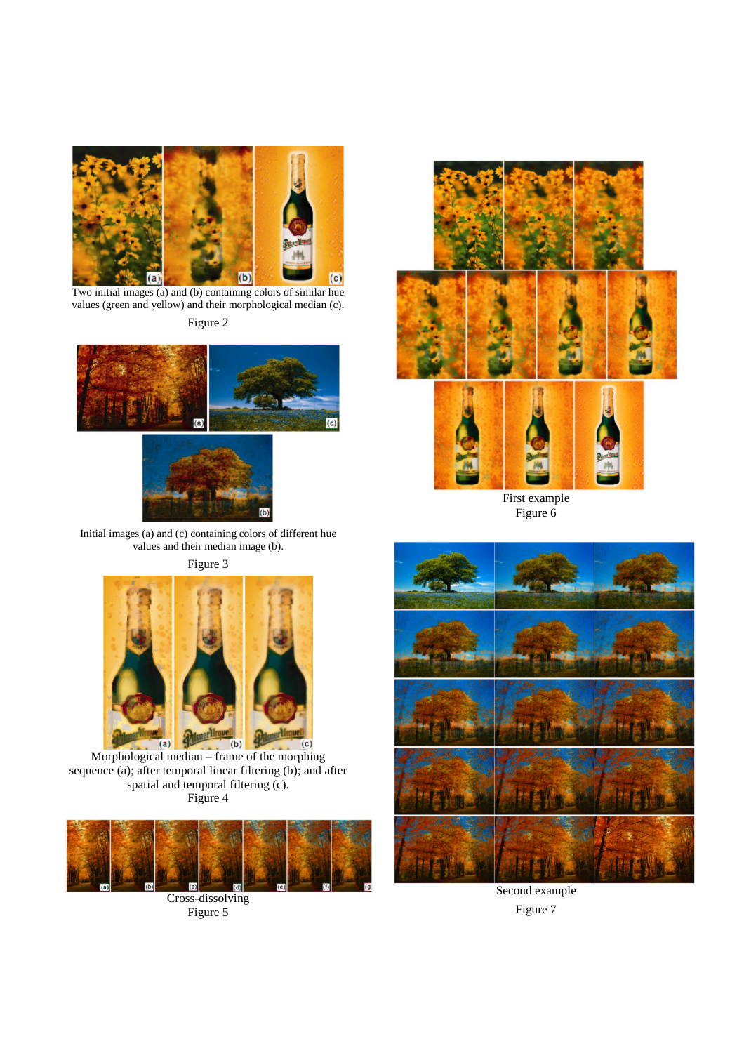Two initial images (a) and (b) containing colors of similar hue values (green and yellow) and their morphological median (c).

Figure 2

Initial images (a) and (c) containing colors of different hue values and their median image (b).

Figure 3

Morphological median – frame of the morphing sequence (a); after temporal linear filtering (b); and after spatial and temporal filtering (c).

Figure 4

Cross-dissolving

Figure 5

First example

Figure 6

Second example

Figure 7